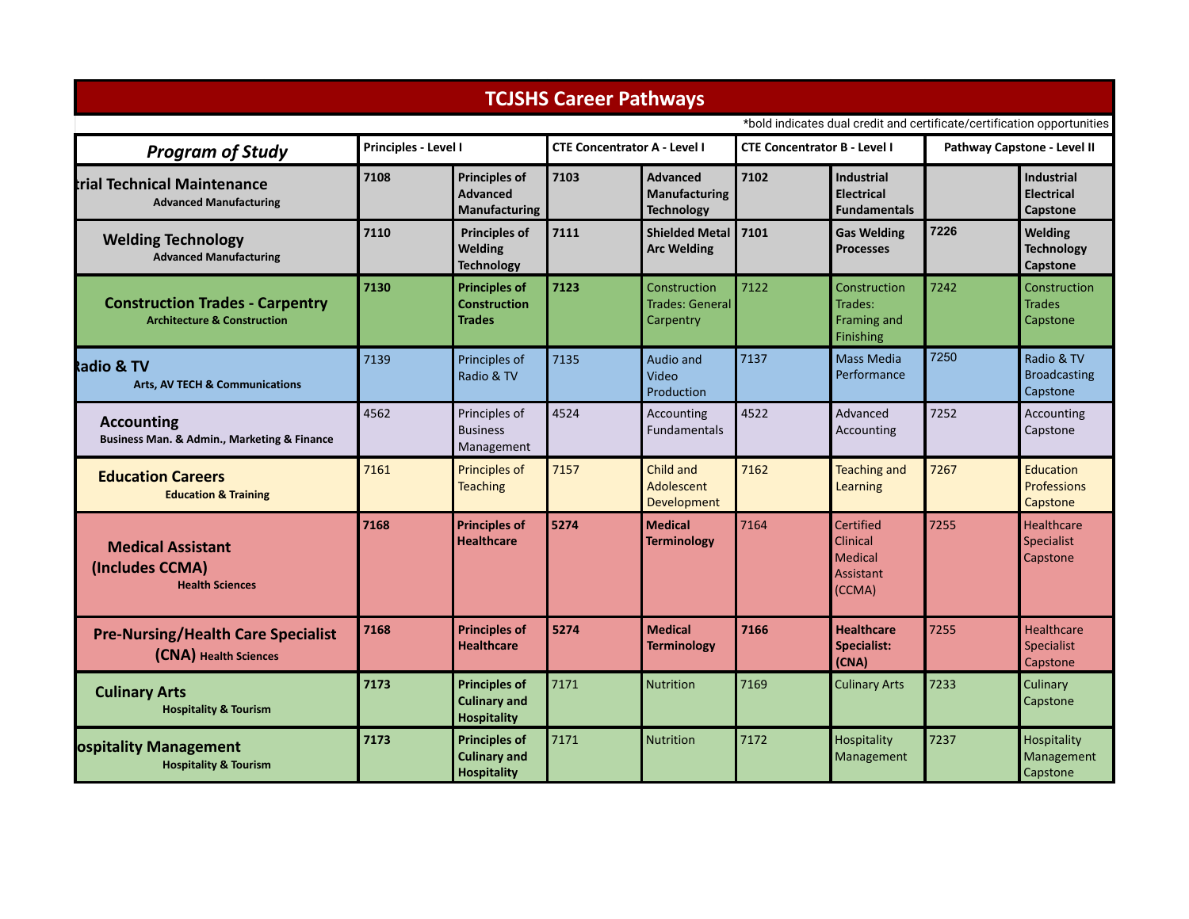# TCJSHS Career Pathways

*bold indicates dual credit and certificate/certification opportunities

| Program of Study | Principles - Level I | | CTE Concentrator A - Level I | | CTE Concentrator B - Level I | | Pathway Capstone - Level II | |
|---|---|---|---|---|---|---|---|---|
| trial Technical Maintenance<br>Advanced Manufacturing | **7108** | **Principles of Advanced Manufacturing** | **7103** | **Advanced Manufacturing Technology** | **7102** | **Industrial Electrical Fundamentals** | | **Industrial Electrical Capstone** |
| Welding Technology<br>Advanced Manufacturing | **7110** | **Principles of Welding Technology** | **7111** | **Shielded Metal Arc Welding** | **7101** | **Gas Welding Processes** | **7226** | **Welding Technology Capstone** |
| Construction Trades - Carpentry<br>Architecture & Construction | **7130** | **Principles of Construction Trades** | **7123** | Construction Trades: General Carpentry | 7122 | Construction Trades: Framing and Finishing | 7242 | Construction Trades Capstone |
| Radio & TV<br>Arts, AV TECH & Communications | 7139 | Principles of Radio & TV | 7135 | Audio and Video Production | 7137 | Mass Media Performance | 7250 | Radio & TV Broadcasting Capstone |
| Accounting<br>Business Man. & Admin., Marketing & Finance | 4562 | Principles of Business Management | 4524 | Accounting Fundamentals | 4522 | Advanced Accounting | 7252 | Accounting Capstone |
| Education Careers<br>Education & Training | 7161 | Principles of Teaching | 7157 | Child and Adolescent Development | 7162 | Teaching and Learning | 7267 | Education Professions Capstone |
| Medical Assistant (Includes CCMA)<br>Health Sciences | **7168** | **Principles of Healthcare** | **5274** | **Medical Terminology** | 7164 | Certified Clinical Medical Assistant (CCMA) | 7255 | Healthcare Specialist Capstone |
| Pre-Nursing/Health Care Specialist (CNA)<br>Health Sciences | **7168** | **Principles of Healthcare** | **5274** | **Medical Terminology** | **7166** | **Healthcare Specialist: (CNA)** | 7255 | Healthcare Specialist Capstone |
| Culinary Arts<br>Hospitality & Tourism | **7173** | **Principles of Culinary and Hospitality** | 7171 | Nutrition | 7169 | Culinary Arts | 7233 | Culinary Capstone |
| ospitality Management<br>Hospitality & Tourism | **7173** | **Principles of Culinary and Hospitality** | 7171 | Nutrition | 7172 | Hospitality Management | 7237 | Hospitality Management Capstone |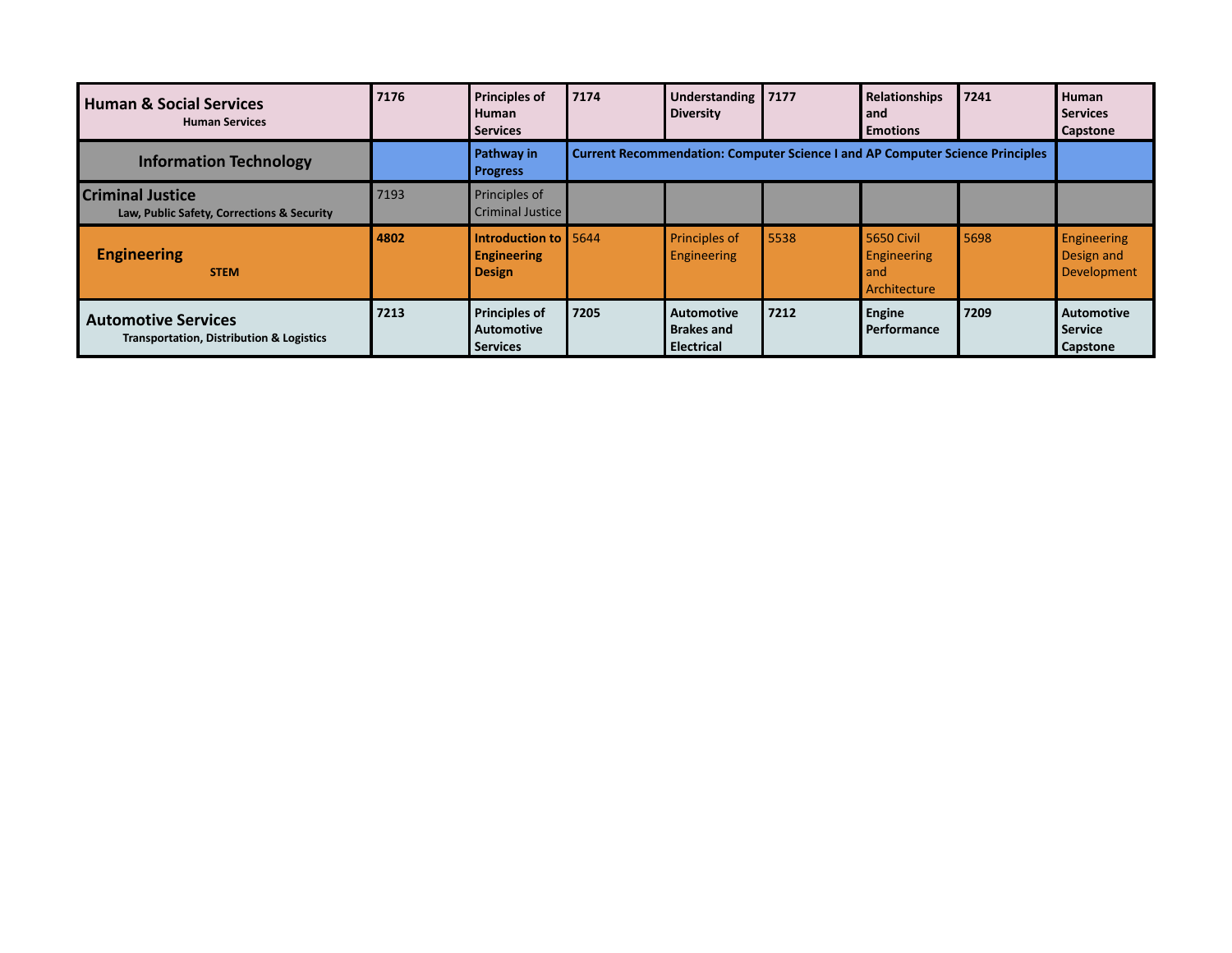| | | | | | | | | |
|---|---|---|---|---|---|---|---|---|
| **Human & Social Services** **Human Services** | **7176** | **Principles of Human Services** | **7174** | **Understanding Diversity** | **7177** | **Relationships and Emotions** | **7241** | **Human Services Capstone** |
| **Information Technology** | | **Pathway in Progress** | **Current Recommendation: Computer Science I and AP Computer Science Principles** | | | | | |
| **Criminal Justice** **Law, Public Safety, Corrections & Security** | 7193 | Principles of Criminal Justice | | | | | | |
| **Engineering** **STEM** | **4802** | **Introduction to Engineering Design** | 5644 | Principles of Engineering | 5538 | 5650 Civil Engineering and Architecture | 5698 | Engineering Design and Development |
| **Automotive Services** **Transportation, Distribution & Logistics** | **7213** | **Principles of Automotive Services** | **7205** | **Automotive Brakes and Electrical** | **7212** | **Engine Performance** | **7209** | **Automotive Service Capstone** |